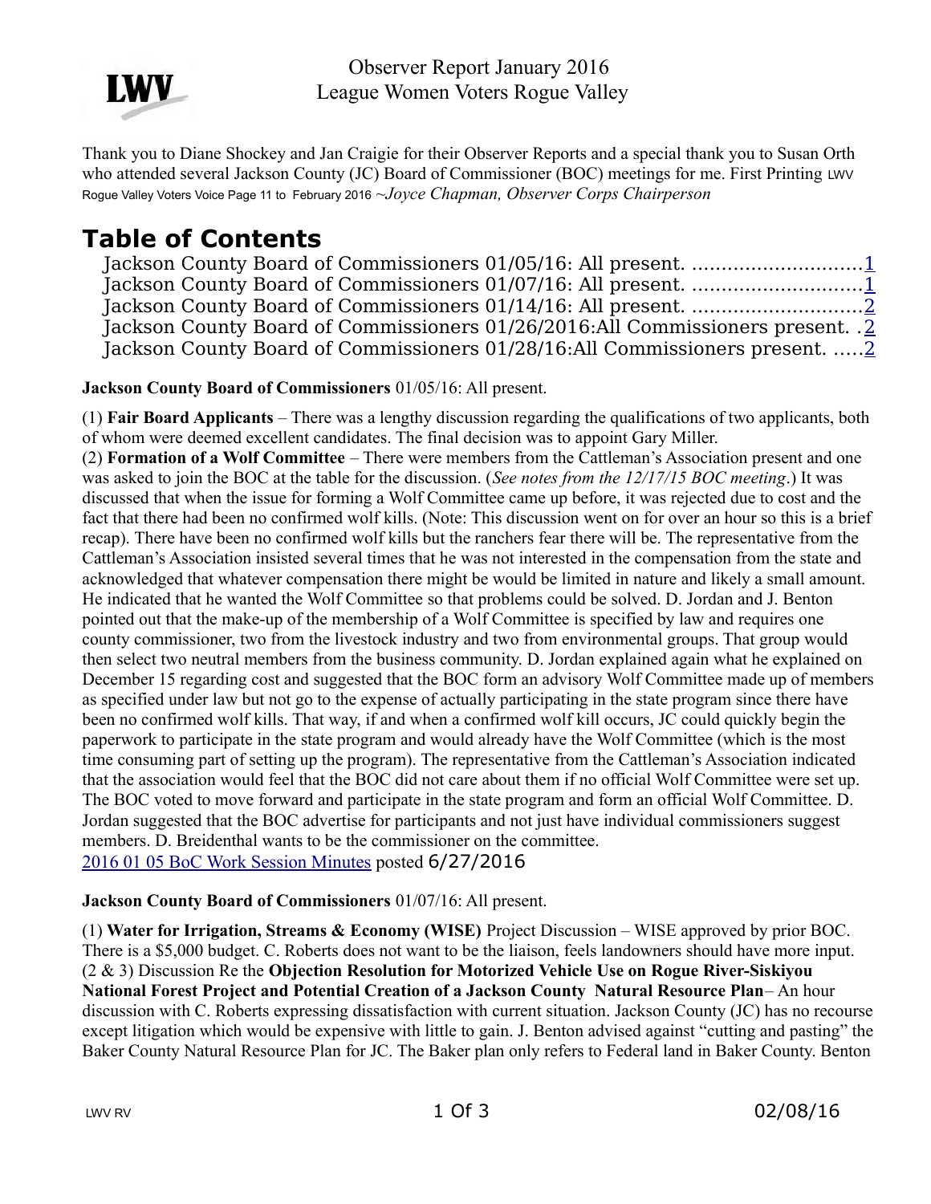Observer Report January 2016
League Women Voters Rogue Valley

Thank you to Diane Shockey and Jan Craigie for their Observer Reports and a special thank you to Susan Orth who attended several Jackson County (JC) Board of Commissioner (BOC) meetings for me. First Printing LWV Rogue Valley Voters Voice Page 11 to February 2016 ~*Joyce Chapman, Observer Corps Chairperson*

# Table of Contents

- Jackson County Board of Commissioners 01/05/16: All present. ............................1
- Jackson County Board of Commissioners 01/07/16: All present. ............................1
- Jackson County Board of Commissioners 01/14/16: All present. ............................2
- Jackson County Board of Commissioners 01/26/2016:All Commissioners present. .2
- Jackson County Board of Commissioners 01/28/16:All Commissioners present. .....2

**Jackson County Board of Commissioners** 01/05/16: All present.

(1) **Fair Board Applicants** – There was a lengthy discussion regarding the qualifications of two applicants, both of whom were deemed excellent candidates. The final decision was to appoint Gary Miller.
(2) **Formation of a Wolf Committee** – There were members from the Cattleman's Association present and one was asked to join the BOC at the table for the discussion. (*See notes from the 12/17/15 BOC meeting*.) It was discussed that when the issue for forming a Wolf Committee came up before, it was rejected due to cost and the fact that there had been no confirmed wolf kills. (Note: This discussion went on for over an hour so this is a brief recap). There have been no confirmed wolf kills but the ranchers fear there will be. The representative from the Cattleman's Association insisted several times that he was not interested in the compensation from the state and acknowledged that whatever compensation there might be would be limited in nature and likely a small amount. He indicated that he wanted the Wolf Committee so that problems could be solved. D. Jordan and J. Benton pointed out that the make-up of the membership of a Wolf Committee is specified by law and requires one county commissioner, two from the livestock industry and two from environmental groups. That group would then select two neutral members from the business community. D. Jordan explained again what he explained on December 15 regarding cost and suggested that the BOC form an advisory Wolf Committee made up of members as specified under law but not go to the expense of actually participating in the state program since there have been no confirmed wolf kills. That way, if and when a confirmed wolf kill occurs, JC could quickly begin the paperwork to participate in the state program and would already have the Wolf Committee (which is the most time consuming part of setting up the program). The representative from the Cattleman's Association indicated that the association would feel that the BOC did not care about them if no official Wolf Committee were set up. The BOC voted to move forward and participate in the state program and form an official Wolf Committee. D. Jordan suggested that the BOC advertise for participants and not just have individual commissioners suggest members. D. Breidenthal wants to be the commissioner on the committee.
2016 01 05 BoC Work Session Minutes posted 6/27/2016

**Jackson County Board of Commissioners** 01/07/16: All present.

(1) **Water for Irrigation, Streams & Economy (WISE)** Project Discussion – WISE approved by prior BOC. There is a $5,000 budget. C. Roberts does not want to be the liaison, feels landowners should have more input.
(2 & 3) Discussion Re the **Objection Resolution for Motorized Vehicle Use on Rogue River-Siskiyou National Forest Project and Potential Creation of a Jackson County Natural Resource Plan**– An hour discussion with C. Roberts expressing dissatisfaction with current situation. Jackson County (JC) has no recourse except litigation which would be expensive with little to gain. J. Benton advised against "cutting and pasting" the Baker County Natural Resource Plan for JC. The Baker plan only refers to Federal land in Baker County. Benton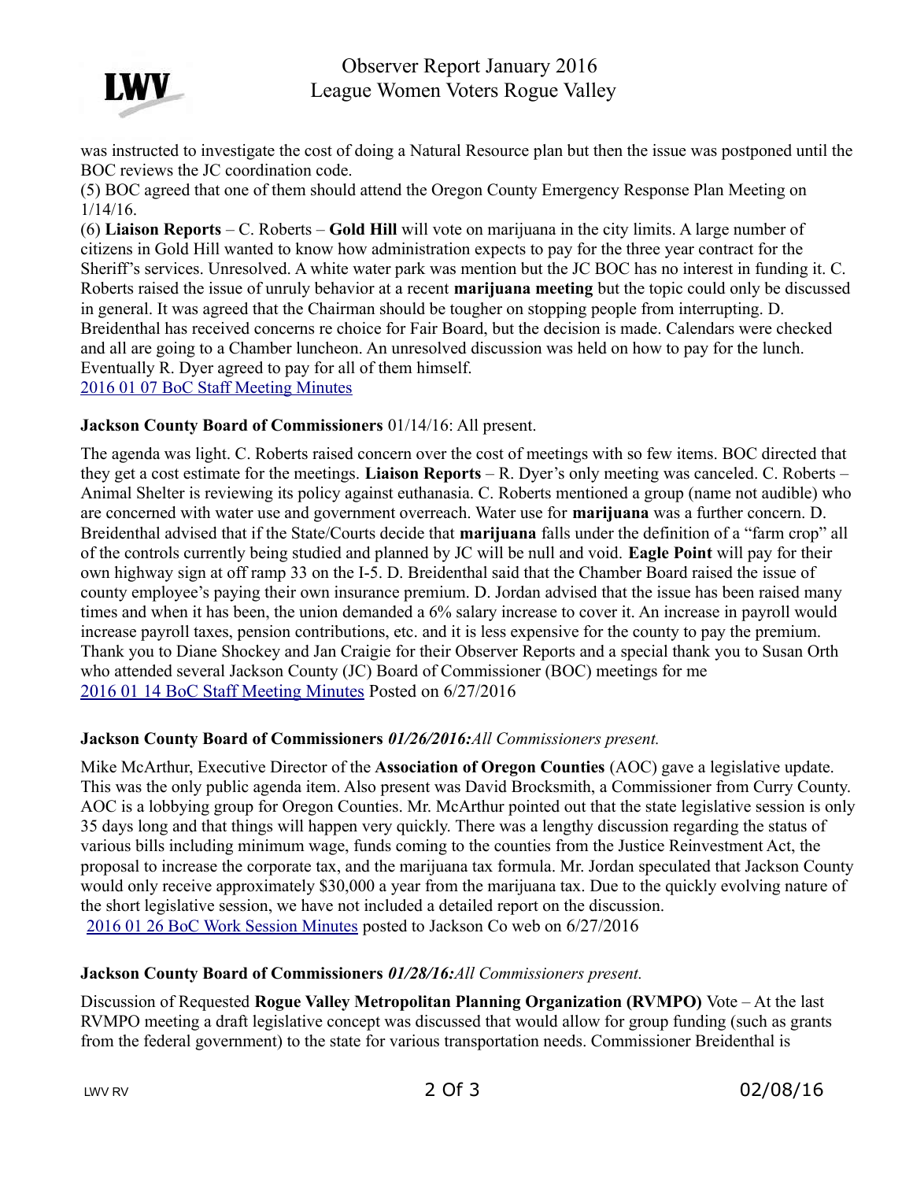was instructed to investigate the cost of doing a Natural Resource plan but then the issue was postponed until the BOC reviews the JC coordination code.

(5) BOC agreed that one of them should attend the Oregon County Emergency Response Plan Meeting on 1/14/16.

(6) **Liaison Reports** – C. Roberts – **Gold Hill** will vote on marijuana in the city limits. A large number of citizens in Gold Hill wanted to know how administration expects to pay for the three year contract for the Sheriff's services. Unresolved. A white water park was mention but the JC BOC has no interest in funding it. C. Roberts raised the issue of unruly behavior at a recent **marijuana meeting** but the topic could only be discussed in general. It was agreed that the Chairman should be tougher on stopping people from interrupting. D. Breidenthal has received concerns re choice for Fair Board, but the decision is made. Calendars were checked and all are going to a Chamber luncheon. An unresolved discussion was held on how to pay for the lunch. Eventually R. Dyer agreed to pay for all of them himself.

2016 01 07 BoC Staff Meeting Minutes

**Jackson County Board of Commissioners** 01/14/16: All present.

The agenda was light. C. Roberts raised concern over the cost of meetings with so few items. BOC directed that they get a cost estimate for the meetings. **Liaison Reports** – R. Dyer's only meeting was canceled. C. Roberts – Animal Shelter is reviewing its policy against euthanasia. C. Roberts mentioned a group (name not audible) who are concerned with water use and government overreach. Water use for **marijuana** was a further concern. D. Breidenthal advised that if the State/Courts decide that **marijuana** falls under the definition of a "farm crop" all of the controls currently being studied and planned by JC will be null and void. **Eagle Point** will pay for their own highway sign at off ramp 33 on the I-5. D. Breidenthal said that the Chamber Board raised the issue of county employee's paying their own insurance premium. D. Jordan advised that the issue has been raised many times and when it has been, the union demanded a 6% salary increase to cover it. An increase in payroll would increase payroll taxes, pension contributions, etc. and it is less expensive for the county to pay the premium. Thank you to Diane Shockey and Jan Craigie for their Observer Reports and a special thank you to Susan Orth who attended several Jackson County (JC) Board of Commissioner (BOC) meetings for me

2016 01 14 BoC Staff Meeting Minutes Posted on 6/27/2016

**Jackson County Board of Commissioners** ***01/26/2016:****All Commissioners present.*

Mike McArthur, Executive Director of the **Association of Oregon Counties** (AOC) gave a legislative update. This was the only public agenda item. Also present was David Brocksmith, a Commissioner from Curry County. AOC is a lobbying group for Oregon Counties. Mr. McArthur pointed out that the state legislative session is only 35 days long and that things will happen very quickly. There was a lengthy discussion regarding the status of various bills including minimum wage, funds coming to the counties from the Justice Reinvestment Act, the proposal to increase the corporate tax, and the marijuana tax formula. Mr. Jordan speculated that Jackson County would only receive approximately $30,000 a year from the marijuana tax. Due to the quickly evolving nature of the short legislative session, we have not included a detailed report on the discussion.

2016 01 26 BoC Work Session Minutes posted to Jackson Co web on 6/27/2016

**Jackson County Board of Commissioners** ***01/28/16:****All Commissioners present.*

Discussion of Requested **Rogue Valley Metropolitan Planning Organization (RVMPO)** Vote – At the last RVMPO meeting a draft legislative concept was discussed that would allow for group funding (such as grants from the federal government) to the state for various transportation needs. Commissioner Breidenthal is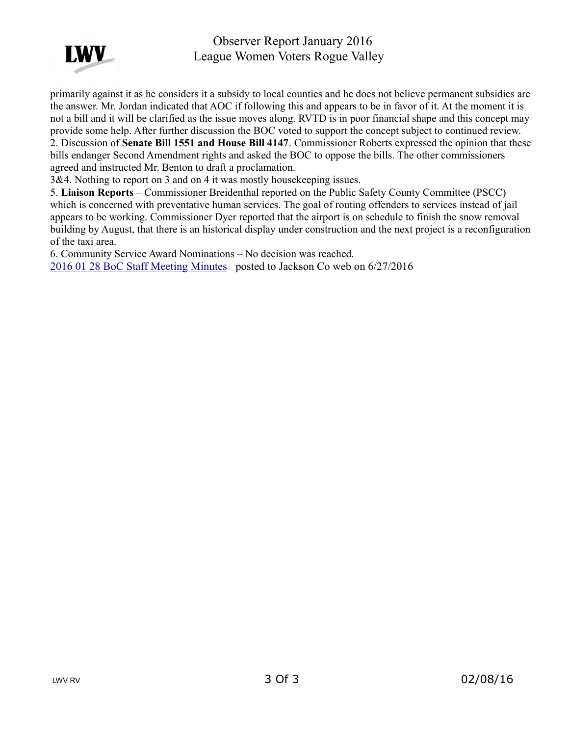primarily against it as he considers it a subsidy to local counties and he does not believe permanent subsidies are the answer. Mr. Jordan indicated that AOC if following this and appears to be in favor of it. At the moment it is not a bill and it will be clarified as the issue moves along. RVTD is in poor financial shape and this concept may provide some help. After further discussion the BOC voted to support the concept subject to continued review.

2. Discussion of **Senate Bill 1551 and House Bill 4147**. Commissioner Roberts expressed the opinion that these bills endanger Second Amendment rights and asked the BOC to oppose the bills. The other commissioners agreed and instructed Mr. Benton to draft a proclamation.

3&4. Nothing to report on 3 and on 4 it was mostly housekeeping issues.

5. **Liaison Reports** – Commissioner Breidenthal reported on the Public Safety County Committee (PSCC) which is concerned with preventative human services. The goal of routing offenders to services instead of jail appears to be working. Commissioner Dyer reported that the airport is on schedule to finish the snow removal building by August, that there is an historical display under construction and the next project is a reconfiguration of the taxi area.

6. Community Service Award Nominations – No decision was reached.

2016 01 28 BoC Staff Meeting Minutes posted to Jackson Co web on 6/27/2016